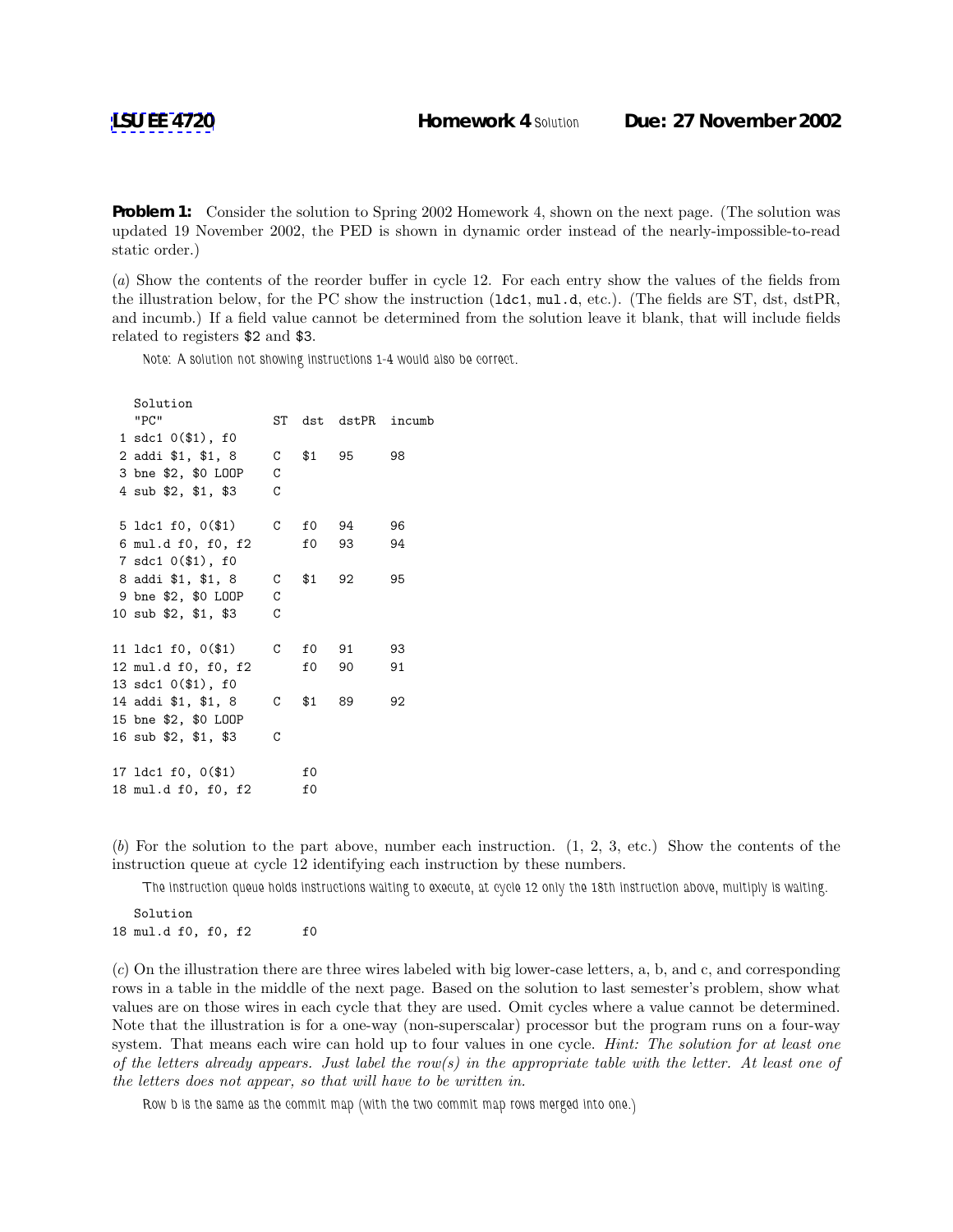**LSU EE 4720** **Homework 4** Solution **Due: 27 November 2002**

**Problem 1:** Consider the solution to Spring 2002 Homework 4, shown on the next page. (The solution was updated 19 November 2002, the PED is shown in dynamic order instead of the nearly-impossible-to-read static order.)

(*a*) Show the contents of the reorder buffer in cycle 12. For each entry show the values of the fields from the illustration below, for the PC show the instruction (`ldc1`, `mul.d`, etc.). (The fields are ST, dst, dstPR, and incumb.) If a field value cannot be determined from the solution leave it blank, that will include fields related to registers `$2` and `$3`.

*Note: A solution not showing instructions 1-4 would also be correct.*

```
   Solution
   "PC"                ST  dst  dstPR  incumb
 1 sdc1 0($1), f0
 2 addi $1, $1, 8      C   $1   95     98
 3 bne $2, $0 LOOP     C
 4 sub $2, $1, $3      C

 5 ldc1 f0, 0($1)      C   f0   94     96
 6 mul.d f0, f0, f2        f0   93     94
 7 sdc1 0($1), f0
 8 addi $1, $1, 8      C   $1   92     95
 9 bne $2, $0 LOOP     C
10 sub $2, $1, $3      C

11 ldc1 f0, 0($1)      C   f0   91     93
12 mul.d f0, f0, f2        f0   90     91
13 sdc1 0($1), f0
14 addi $1, $1, 8      C   $1   89     92
15 bne $2, $0 LOOP
16 sub $2, $1, $3      C

17 ldc1 f0, 0($1)          f0
18 mul.d f0, f0, f2        f0
```

(*b*) For the solution to the part above, number each instruction. (1, 2, 3, etc.) Show the contents of the instruction queue at cycle 12 identifying each instruction by these numbers.

*The instruction queue holds instructions waiting to execute, at cycle 12 only the 18th instruction above, multiply is waiting.*

```
   Solution
18 mul.d f0, f0, f2        f0
```

(*c*) On the illustration there are three wires labeled with big lower-case letters, a, b, and c, and corresponding rows in a table in the middle of the next page. Based on the solution to last semester's problem, show what values are on those wires in each cycle that they are used. Omit cycles where a value cannot be determined. Note that the illustration is for a one-way (non-superscalar) processor but the program runs on a four-way system. That means each wire can hold up to four values in one cycle. *Hint: The solution for at least one of the letters already appears. Just label the row(s) in the appropriate table with the letter. At least one of the letters does not appear, so that will have to be written in.*

*Row b is the same as the commit map (with the two commit map rows merged into one.)*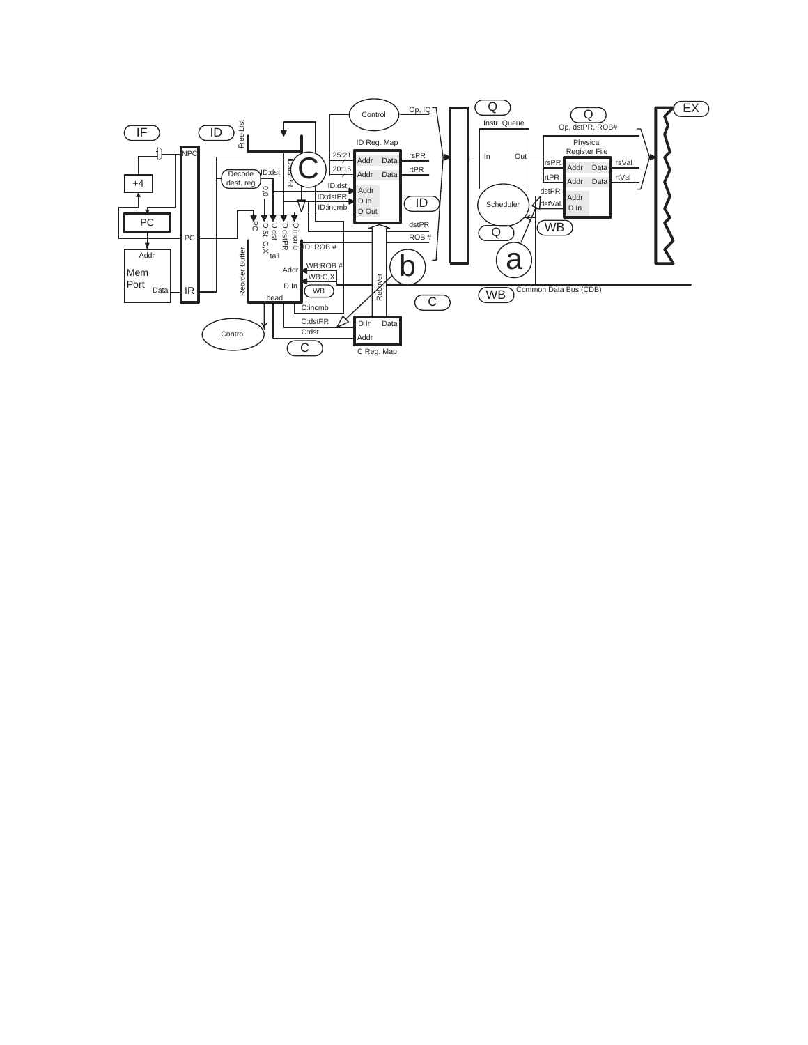IF

ID

Q

Q

EX

NPC

+4

PC

Addr

Mem
Port

Data

PC

IR

Free List

Control

Op, IQ

ID Reg. Map

25:21

20:16

Addr Data

Addr Data

rsPR

rtPR

Decode
dest. reg

ID:dst

ID:dstPR

0,0

ID:dst

ID:dstPR

ID:incmb

Addr

D In

D Out

ID

C

PC

ID:St: C,X

ID:dst

ID:dstPR

ID:incmb

tail

Reorder Buffer

ID: ROB #

WB:ROB #

WB:C,X

Addr

D In

WB

head

C:incmb

C:dstPR

C:dst

Control

C

dstPR

ROB #

Recover

b

D In Data

Addr

C Reg. Map

C

Instr. Queue

In Out

Scheduler

Q

a

WB

Common Data Bus (CDB)

Op, dstPR, ROB#

Physical
Register File

rsPR

rtPR

Addr Data

Addr Data

rsVal

rtVal

dstPR

dstVal.

Addr

D In

WB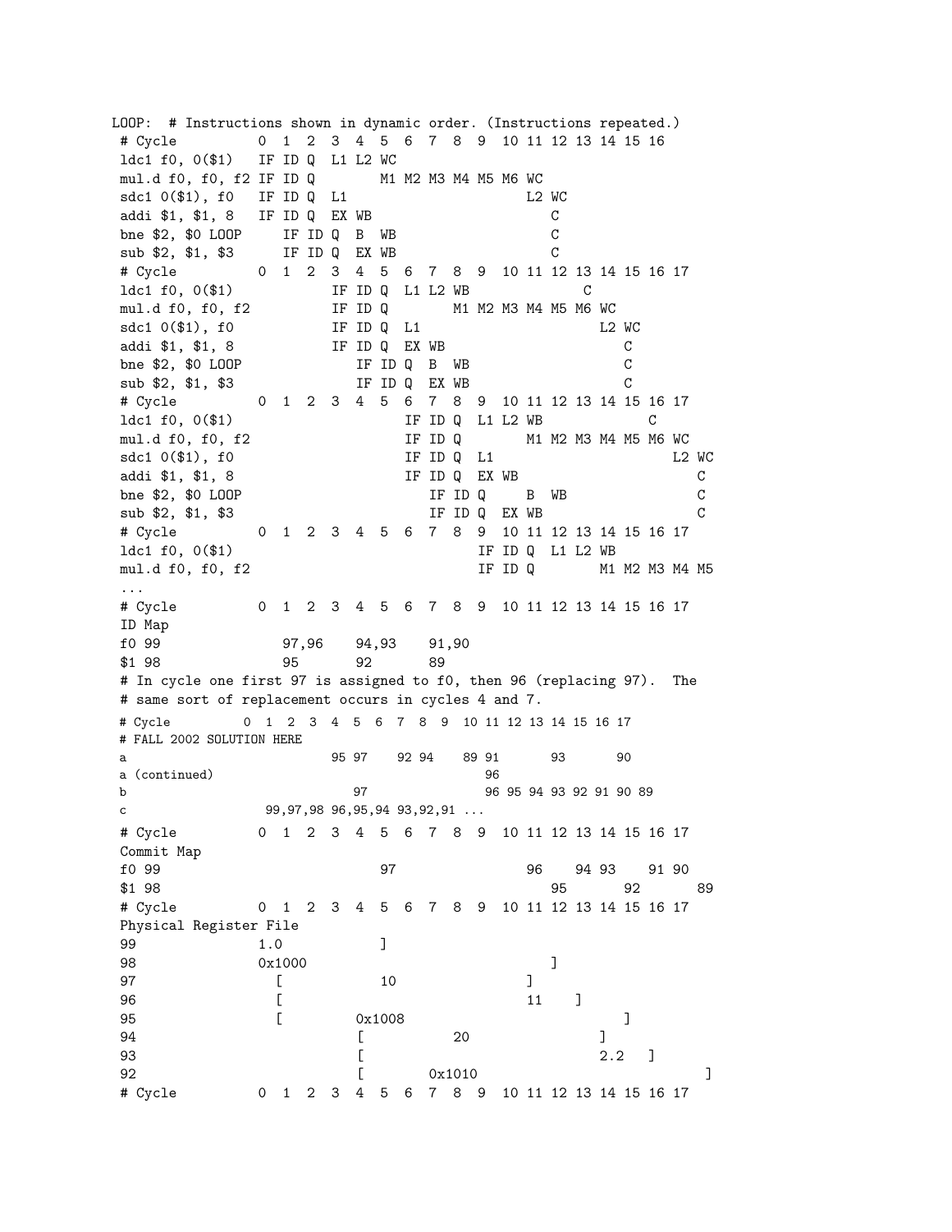```
LOOP:  # Instructions shown in dynamic order. (Instructions repeated.)
 # Cycle          0  1  2  3  4  5  6  7  8  9  10 11 12 13 14 15 16
 ldc1 f0, 0($1)   IF ID Q  L1 L2 WC
 mul.d f0, f0, f2 IF ID Q        M1 M2 M3 M4 M5 M6 WC
 sdc1 0($1), f0   IF ID Q  L1                      L2 WC
 addi $1, $1, 8   IF ID Q  EX WB                      C
 bne $2, $0 LOOP     IF ID Q  B  WB                   C
 sub $2, $1, $3      IF ID Q  EX WB                   C
 # Cycle          0  1  2  3  4  5  6  7  8  9  10 11 12 13 14 15 16 17
 ldc1 f0, 0($1)            IF ID Q  L1 L2 WB             C
 mul.d f0, f0, f2          IF ID Q        M1 M2 M3 M4 M5 M6 WC
 sdc1 0($1), f0            IF ID Q  L1                      L2 WC
 addi $1, $1, 8            IF ID Q  EX WB                      C
 bne $2, $0 LOOP              IF ID Q  B  WB                   C
 sub $2, $1, $3               IF ID Q  EX WB                   C
 # Cycle          0  1  2  3  4  5  6  7  8  9  10 11 12 13 14 15 16 17
 ldc1 f0, 0($1)                     IF ID Q  L1 L2 WB             C
 mul.d f0, f0, f2                   IF ID Q        M1 M2 M3 M4 M5 M6 WC
 sdc1 0($1), f0                     IF ID Q  L1                      L2 WC
 addi $1, $1, 8                     IF ID Q  EX WB                      C
 bne $2, $0 LOOP                       IF ID Q     B  WB                C
 sub $2, $1, $3                        IF ID Q  EX WB                   C
 # Cycle          0  1  2  3  4  5  6  7  8  9  10 11 12 13 14 15 16 17
 ldc1 f0, 0($1)                              IF ID Q  L1 L2 WB
 mul.d f0, f0, f2                            IF ID Q        M1 M2 M3 M4 M5
 ...
 # Cycle          0  1  2  3  4  5  6  7  8  9  10 11 12 13 14 15 16 17
 ID Map
 f0 99              97,96    94,93    91,90
 $1 98              95       92       89
 # In cycle one first 97 is assigned to f0, then 96 (replacing 97).  The
 # same sort of replacement occurs in cycles 4 and 7.
 # Cycle          0  1  2  3  4  5  6  7  8  9  10 11 12 13 14 15 16 17
 # FALL 2002 SOLUTION HERE
 a                        95 97    92 94    89 91       93       90
 a (continued)                                 96
 b                           97             96 95 94 93 92 91 90 89
 c                   99,97,98 96,95,94 93,92,91 ...
 # Cycle          0  1  2  3  4  5  6  7  8  9  10 11 12 13 14 15 16 17
 Commit Map
 f0 99                          97                96    94 93    91 90
 $1 98                                               95       92       89
 # Cycle          0  1  2  3  4  5  6  7  8  9  10 11 12 13 14 15 16 17
 Physical Register File
 99               1.0            ]
 98               0x1000                            ]
 97                 [            10              ]
 96                 [                            11    ]
 95                 [        0x1008                       ]
 94                          [           20              ]
 93                          [                           2.2   ]
 92                          [        0x1010                        ]
 # Cycle          0  1  2  3  4  5  6  7  8  9  10 11 12 13 14 15 16 17
```